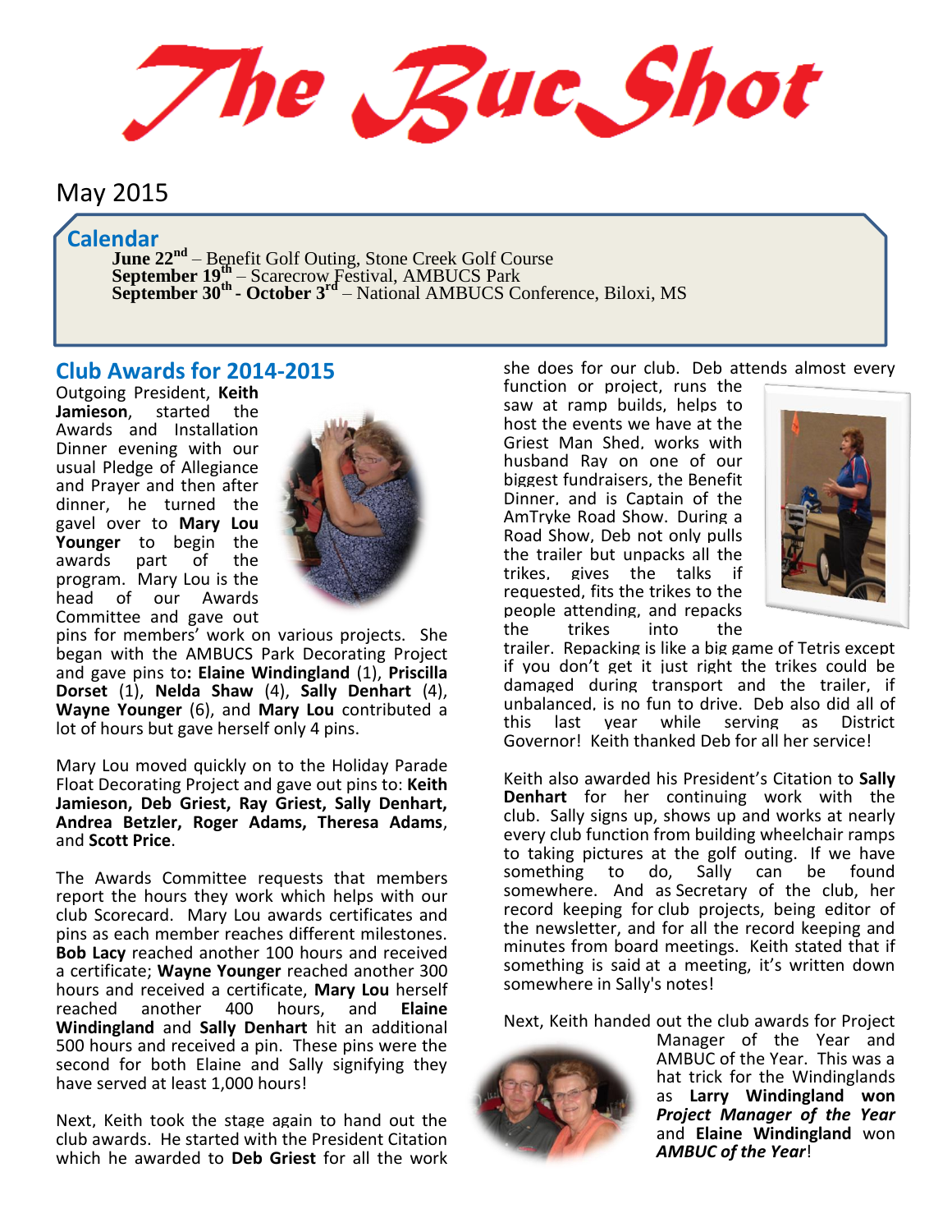# The Buc Shot

May 2015

## Calendar

**June 22nd** – Benefit Golf Outing, Stone Creek Golf Course
**September 19th** – Scarecrow Festival, AMBUCS Park
**September 30th - October 3rd** – National AMBUCS Conference, Biloxi, MS

## Club Awards for 2014-2015

Outgoing President, **Keith Jamieson**, started the Awards and Installation Dinner evening with our usual Pledge of Allegiance and Prayer and then after dinner, he turned the gavel over to **Mary Lou Younger** to begin the awards part of the program. Mary Lou is the head of our Awards Committee and gave out pins for members' work on various projects. She began with the AMBUCS Park Decorating Project and gave pins to: **Elaine Windingland** (1), **Priscilla Dorset** (1), **Nelda Shaw** (4), **Sally Denhart** (4), **Wayne Younger** (6), and **Mary Lou** contributed a lot of hours but gave herself only 4 pins.

Mary Lou moved quickly on to the Holiday Parade Float Decorating Project and gave out pins to: **Keith Jamieson, Deb Griest, Ray Griest, Sally Denhart, Andrea Betzler, Roger Adams, Theresa Adams**, and **Scott Price**.

The Awards Committee requests that members report the hours they work which helps with our club Scorecard. Mary Lou awards certificates and pins as each member reaches different milestones. **Bob Lacy** reached another 100 hours and received a certificate; **Wayne Younger** reached another 300 hours and received a certificate, **Mary Lou** herself reached another 400 hours, and **Elaine Windingland** and **Sally Denhart** hit an additional 500 hours and received a pin. These pins were the second for both Elaine and Sally signifying they have served at least 1,000 hours!

Next, Keith took the stage again to hand out the club awards. He started with the President Citation which he awarded to **Deb Griest** for all the work she does for our club. Deb attends almost every function or project, runs the saw at ramp builds, helps to host the events we have at the Griest Man Shed, works with husband Ray on one of our biggest fundraisers, the Benefit Dinner, and is Captain of the AmTryke Road Show. During a Road Show, Deb not only pulls the trailer but unpacks all the trikes, gives the talks if requested, fits the trikes to the people attending, and repacks the trikes into the trailer. Repacking is like a big game of Tetris except if you don't get it just right the trikes could be damaged during transport and the trailer, if unbalanced, is no fun to drive. Deb also did all of this last year while serving as District Governor! Keith thanked Deb for all her service!

Keith also awarded his President's Citation to **Sally Denhart** for her continuing work with the club. Sally signs up, shows up and works at nearly every club function from building wheelchair ramps to taking pictures at the golf outing. If we have something to do, Sally can be found somewhere. And as Secretary of the club, her record keeping for club projects, being editor of the newsletter, and for all the record keeping and minutes from board meetings. Keith stated that if something is said at a meeting, it's written down somewhere in Sally's notes!

Next, Keith handed out the club awards for Project Manager of the Year and AMBUC of the Year. This was a hat trick for the Windinglands as **Larry Windingland won** ***Project Manager of the Year*** and **Elaine Windingland** won ***AMBUC of the Year***!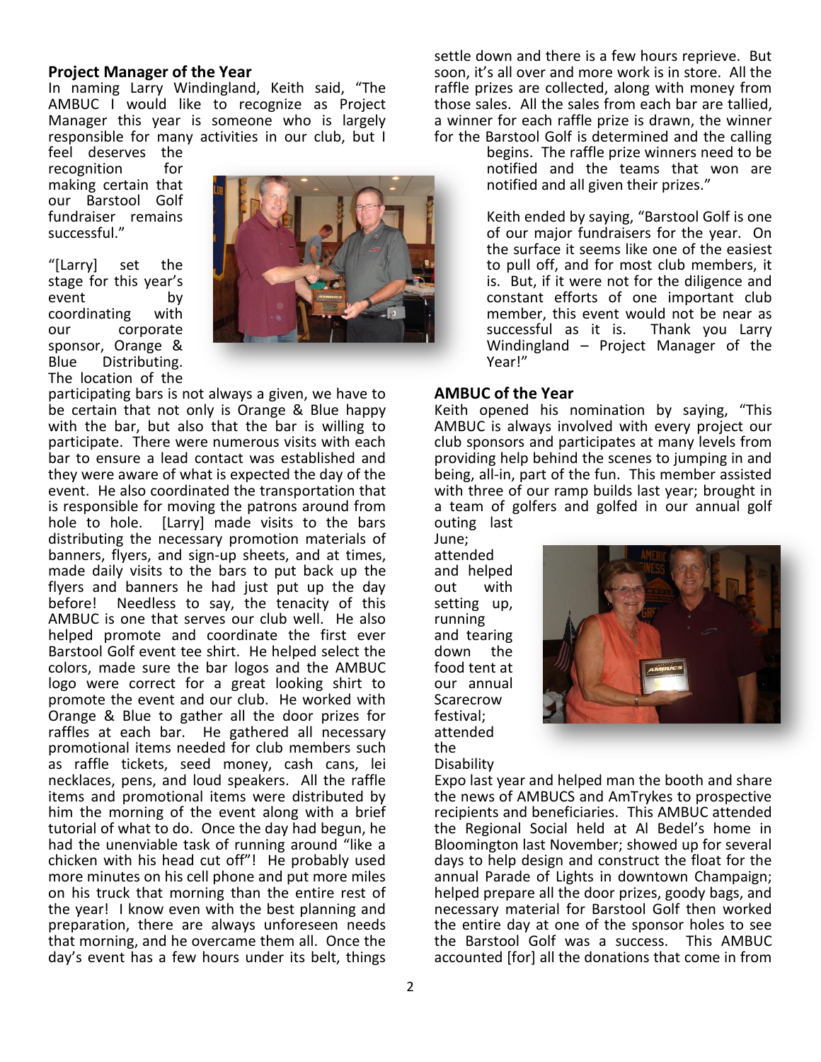## Project Manager of the Year

In naming Larry Windingland, Keith said, "The AMBUC I would like to recognize as Project Manager this year is someone who is largely responsible for many activities in our club, but I feel deserves the recognition for making certain that our Barstool Golf fundraiser remains successful."

"[Larry] set the stage for this year's event by coordinating with our corporate sponsor, Orange & Blue Distributing. The location of the participating bars is not always a given, we have to be certain that not only is Orange & Blue happy with the bar, but also that the bar is willing to participate. There were numerous visits with each bar to ensure a lead contact was established and they were aware of what is expected the day of the event. He also coordinated the transportation that is responsible for moving the patrons around from hole to hole. [Larry] made visits to the bars distributing the necessary promotion materials of banners, flyers, and sign-up sheets, and at times, made daily visits to the bars to put back up the flyers and banners he had just put up the day before! Needless to say, the tenacity of this AMBUC is one that serves our club well. He also helped promote and coordinate the first ever Barstool Golf event tee shirt. He helped select the colors, made sure the bar logos and the AMBUC logo were correct for a great looking shirt to promote the event and our club. He worked with Orange & Blue to gather all the door prizes for raffles at each bar. He gathered all necessary promotional items needed for club members such as raffle tickets, seed money, cash cans, lei necklaces, pens, and loud speakers. All the raffle items and promotional items were distributed by him the morning of the event along with a brief tutorial of what to do. Once the day had begun, he had the unenviable task of running around "like a chicken with his head cut off"! He probably used more minutes on his cell phone and put more miles on his truck that morning than the entire rest of the year! I know even with the best planning and preparation, there are always unforeseen needs that morning, and he overcame them all. Once the day's event has a few hours under its belt, things settle down and there is a few hours reprieve. But soon, it's all over and more work is in store. All the raffle prizes are collected, along with money from those sales. All the sales from each bar are tallied, a winner for each raffle prize is drawn, the winner for the Barstool Golf is determined and the calling begins. The raffle prize winners need to be notified and the teams that won are notified and all given their prizes."

Keith ended by saying, "Barstool Golf is one of our major fundraisers for the year. On the surface it seems like one of the easiest to pull off, and for most club members, it is. But, if it were not for the diligence and constant efforts of one important club member, this event would not be near as successful as it is. Thank you Larry Windingland – Project Manager of the Year!"

## AMBUC of the Year

Keith opened his nomination by saying, "This AMBUC is always involved with every project our club sponsors and participates at many levels from providing help behind the scenes to jumping in and being, all-in, part of the fun. This member assisted with three of our ramp builds last year; brought in a team of golfers and golfed in our annual golf outing last June; attended and helped out with setting up, running and tearing down the food tent at our annual Scarecrow festival; attended the Disability Expo last year and helped man the booth and share the news of AMBUCS and AmTrykes to prospective recipients and beneficiaries. This AMBUC attended the Regional Social held at Al Bedel's home in Bloomington last November; showed up for several days to help design and construct the float for the annual Parade of Lights in downtown Champaign; helped prepare all the door prizes, goody bags, and necessary material for Barstool Golf then worked the entire day at one of the sponsor holes to see the Barstool Golf was a success. This AMBUC accounted [for] all the donations that come in from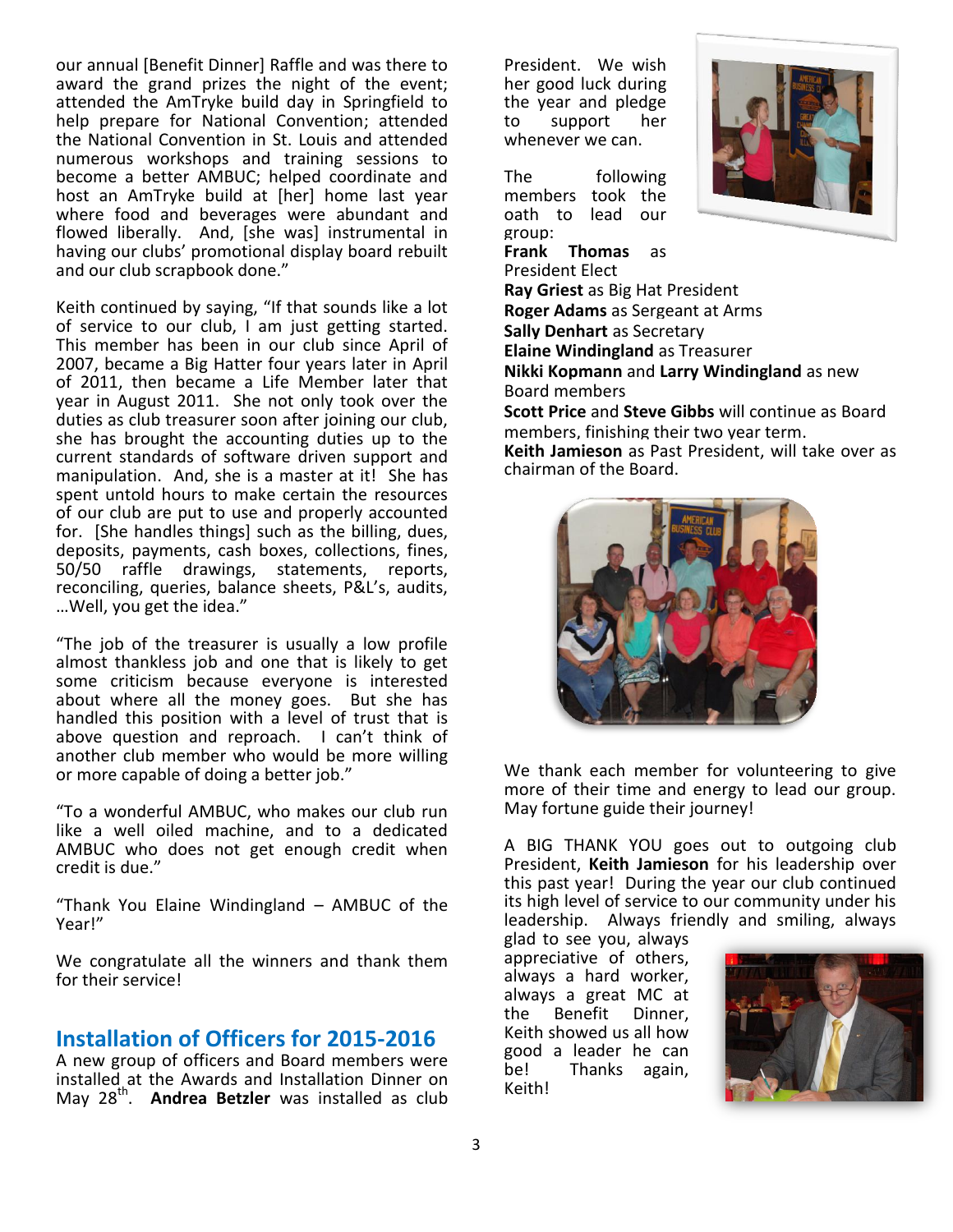our annual [Benefit Dinner] Raffle and was there to award the grand prizes the night of the event; attended the AmTryke build day in Springfield to help prepare for National Convention; attended the National Convention in St. Louis and attended numerous workshops and training sessions to become a better AMBUC; helped coordinate and host an AmTryke build at [her] home last year where food and beverages were abundant and flowed liberally. And, [she was] instrumental in having our clubs' promotional display board rebuilt and our club scrapbook done."

Keith continued by saying, "If that sounds like a lot of service to our club, I am just getting started. This member has been in our club since April of 2007, became a Big Hatter four years later in April of 2011, then became a Life Member later that year in August 2011. She not only took over the duties as club treasurer soon after joining our club, she has brought the accounting duties up to the current standards of software driven support and manipulation. And, she is a master at it! She has spent untold hours to make certain the resources of our club are put to use and properly accounted for. [She handles things] such as the billing, dues, deposits, payments, cash boxes, collections, fines, 50/50 raffle drawings, statements, reports, reconciling, queries, balance sheets, P&L's, audits, …Well, you get the idea."

"The job of the treasurer is usually a low profile almost thankless job and one that is likely to get some criticism because everyone is interested about where all the money goes. But she has handled this position with a level of trust that is above question and reproach. I can't think of another club member who would be more willing or more capable of doing a better job."

"To a wonderful AMBUC, who makes our club run like a well oiled machine, and to a dedicated AMBUC who does not get enough credit when credit is due."

"Thank You Elaine Windingland – AMBUC of the Year!"

We congratulate all the winners and thank them for their service!

## Installation of Officers for 2015-2016

A new group of officers and Board members were installed at the Awards and Installation Dinner on May 28th. **Andrea Betzler** was installed as club President. We wish her good luck during the year and pledge to support her whenever we can.

The following members took the oath to lead our group:

**Frank Thomas** as President Elect
**Ray Griest** as Big Hat President
**Roger Adams** as Sergeant at Arms
**Sally Denhart** as Secretary
**Elaine Windingland** as Treasurer
**Nikki Kopmann** and **Larry Windingland** as new Board members
**Scott Price** and **Steve Gibbs** will continue as Board members, finishing their two year term.
**Keith Jamieson** as Past President, will take over as chairman of the Board.

We thank each member for volunteering to give more of their time and energy to lead our group. May fortune guide their journey!

A BIG THANK YOU goes out to outgoing club President, **Keith Jamieson** for his leadership over this past year! During the year our club continued its high level of service to our community under his leadership. Always friendly and smiling, always glad to see you, always appreciative of others, always a hard worker, always a great MC at the Benefit Dinner, Keith showed us all how good a leader he can be! Thanks again, Keith!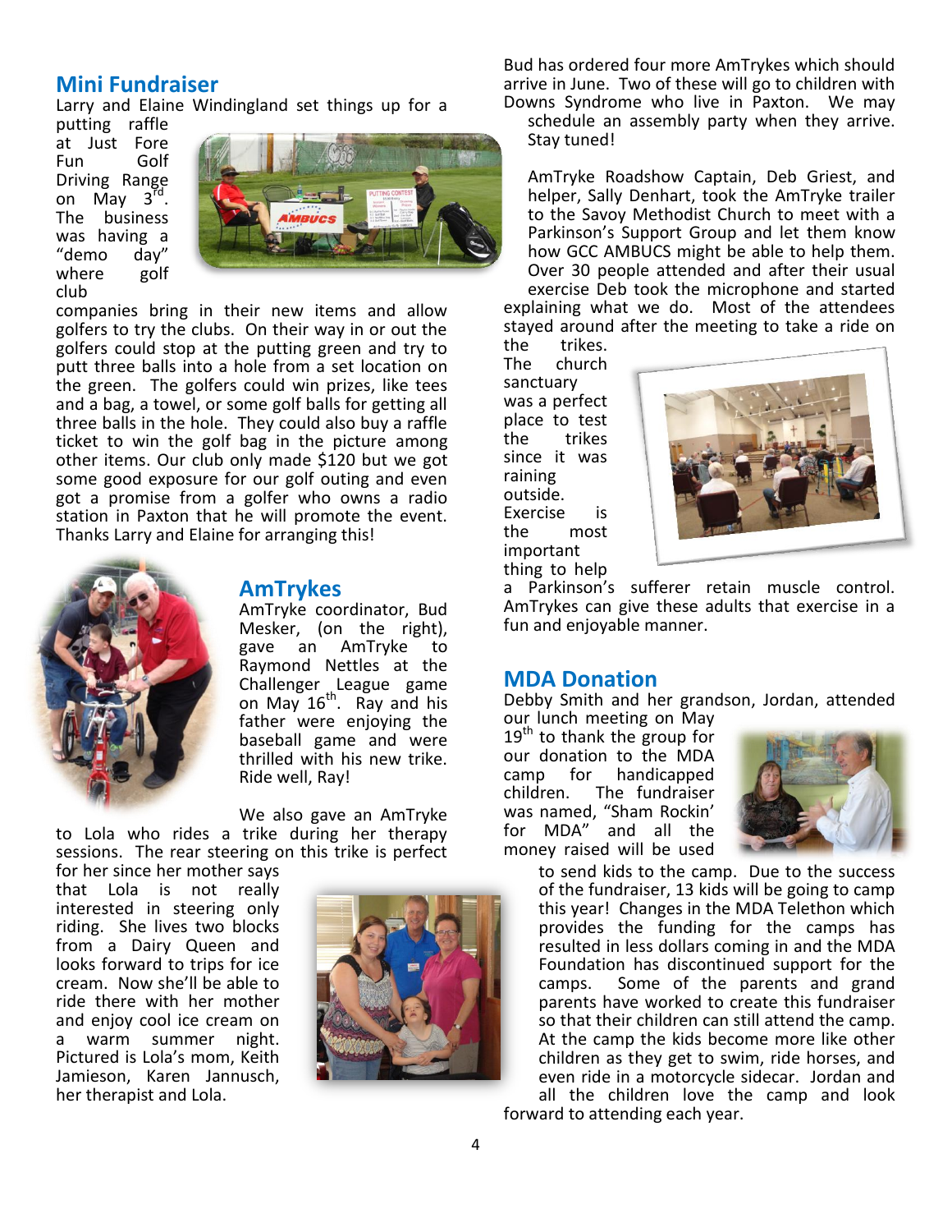## Mini Fundraiser

Larry and Elaine Windingland set things up for a putting raffle at Just Fore Fun Golf Driving Range on May 3rd. The business was having a "demo day" where golf club companies bring in their new items and allow golfers to try the clubs. On their way in or out the golfers could stop at the putting green and try to putt three balls into a hole from a set location on the green. The golfers could win prizes, like tees and a bag, a towel, or some golf balls for getting all three balls in the hole. They could also buy a raffle ticket to win the golf bag in the picture among other items. Our club only made $120 but we got some good exposure for our golf outing and even got a promise from a golfer who owns a radio station in Paxton that he will promote the event. Thanks Larry and Elaine for arranging this!

## AmTrykes

AmTryke coordinator, Bud Mesker, (on the right), gave an AmTryke to Raymond Nettles at the Challenger League game on May 16th. Ray and his father were enjoying the baseball game and were thrilled with his new trike. Ride well, Ray!

We also gave an AmTryke to Lola who rides a trike during her therapy sessions. The rear steering on this trike is perfect for her since her mother says that Lola is not really interested in steering only riding. She lives two blocks from a Dairy Queen and looks forward to trips for ice cream. Now she'll be able to ride there with her mother and enjoy cool ice cream on a warm summer night. Pictured is Lola's mom, Keith Jamieson, Karen Jannusch, her therapist and Lola.

Bud has ordered four more AmTrykes which should arrive in June. Two of these will go to children with Downs Syndrome who live in Paxton. We may schedule an assembly party when they arrive. Stay tuned!

AmTryke Roadshow Captain, Deb Griest, and helper, Sally Denhart, took the AmTryke trailer to the Savoy Methodist Church to meet with a Parkinson's Support Group and let them know how GCC AMBUCS might be able to help them. Over 30 people attended and after their usual exercise Deb took the microphone and started explaining what we do. Most of the attendees stayed around after the meeting to take a ride on the trikes. The church sanctuary was a perfect place to test the trikes since it was raining outside. Exercise is the most important thing to help a Parkinson's sufferer retain muscle control. AmTrykes can give these adults that exercise in a fun and enjoyable manner.

## MDA Donation

Debby Smith and her grandson, Jordan, attended our lunch meeting on May 19th to thank the group for our donation to the MDA camp for handicapped children. The fundraiser was named, "Sham Rockin' for MDA" and all the money raised will be used to send kids to the camp. Due to the success of the fundraiser, 13 kids will be going to camp this year! Changes in the MDA Telethon which provides the funding for the camps has resulted in less dollars coming in and the MDA Foundation has discontinued support for the camps. Some of the parents and grand parents have worked to create this fundraiser so that their children can still attend the camp. At the camp the kids become more like other children as they get to swim, ride horses, and even ride in a motorcycle sidecar. Jordan and all the children love the camp and look forward to attending each year.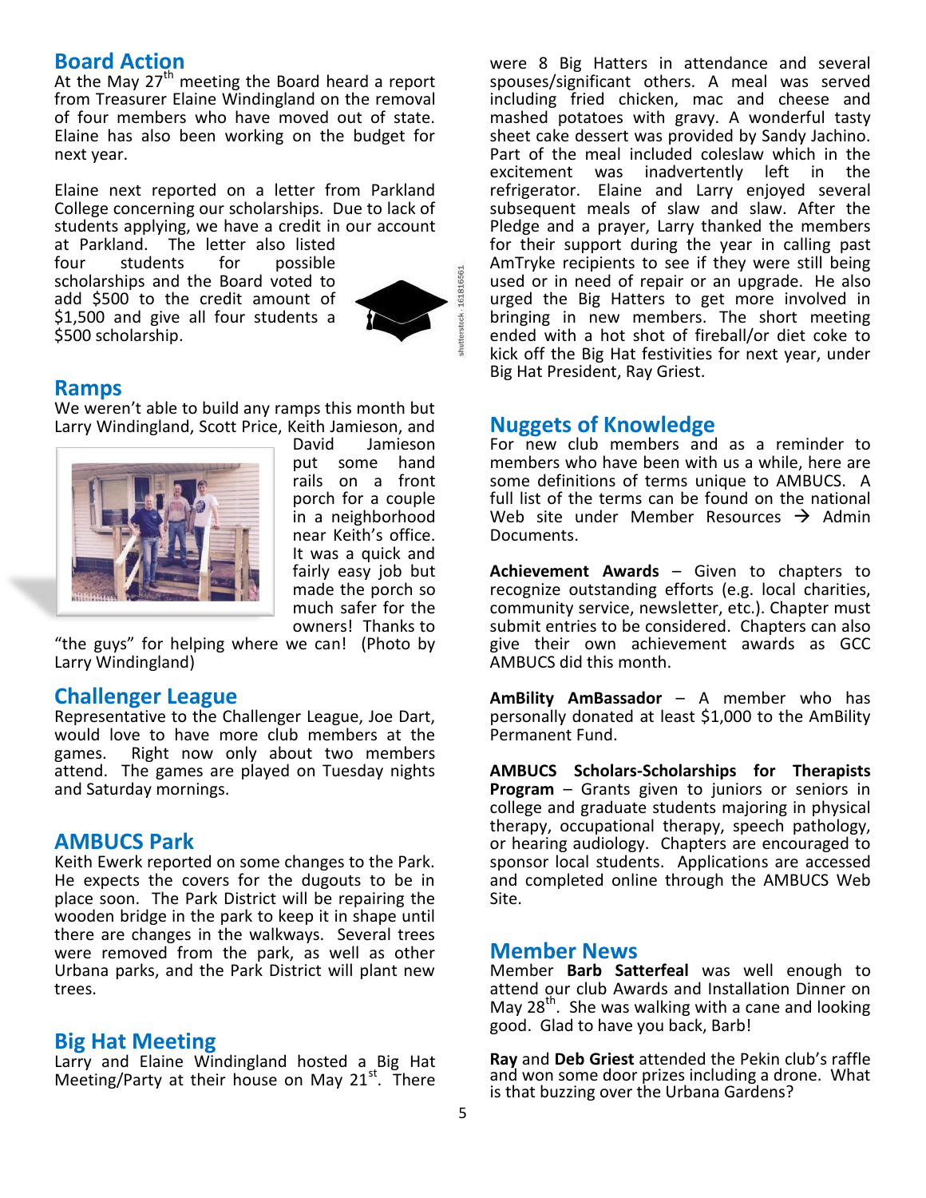## Board Action

At the May 27th meeting the Board heard a report from Treasurer Elaine Windingland on the removal of four members who have moved out of state. Elaine has also been working on the budget for next year.

Elaine next reported on a letter from Parkland College concerning our scholarships. Due to lack of students applying, we have a credit in our account at Parkland. The letter also listed four students for possible scholarships and the Board voted to add $500 to the credit amount of $1,500 and give all four students a $500 scholarship.

## Ramps

We weren't able to build any ramps this month but Larry Windingland, Scott Price, Keith Jamieson, and David Jamieson put some hand rails on a front porch for a couple in a neighborhood near Keith's office. It was a quick and fairly easy job but made the porch so much safer for the owners! Thanks to "the guys" for helping where we can! (Photo by Larry Windingland)

## Challenger League

Representative to the Challenger League, Joe Dart, would love to have more club members at the games. Right now only about two members attend. The games are played on Tuesday nights and Saturday mornings.

## AMBUCS Park

Keith Ewerk reported on some changes to the Park. He expects the covers for the dugouts to be in place soon. The Park District will be repairing the wooden bridge in the park to keep it in shape until there are changes in the walkways. Several trees were removed from the park, as well as other Urbana parks, and the Park District will plant new trees.

## Big Hat Meeting

Larry and Elaine Windingland hosted a Big Hat Meeting/Party at their house on May 21st. There were 8 Big Hatters in attendance and several spouses/significant others. A meal was served including fried chicken, mac and cheese and mashed potatoes with gravy. A wonderful tasty sheet cake dessert was provided by Sandy Jachino. Part of the meal included coleslaw which in the excitement was inadvertently left in the refrigerator. Elaine and Larry enjoyed several subsequent meals of slaw and slaw. After the Pledge and a prayer, Larry thanked the members for their support during the year in calling past AmTryke recipients to see if they were still being used or in need of repair or an upgrade. He also urged the Big Hatters to get more involved in bringing in new members. The short meeting ended with a hot shot of fireball/or diet coke to kick off the Big Hat festivities for next year, under Big Hat President, Ray Griest.

## Nuggets of Knowledge

For new club members and as a reminder to members who have been with us a while, here are some definitions of terms unique to AMBUCS. A full list of the terms can be found on the national Web site under Member Resources → Admin Documents.

**Achievement Awards** – Given to chapters to recognize outstanding efforts (e.g. local charities, community service, newsletter, etc.). Chapter must submit entries to be considered. Chapters can also give their own achievement awards as GCC AMBUCS did this month.

**AmBility AmBassador** – A member who has personally donated at least $1,000 to the AmBility Permanent Fund.

**AMBUCS Scholars-Scholarships for Therapists Program** – Grants given to juniors or seniors in college and graduate students majoring in physical therapy, occupational therapy, speech pathology, or hearing audiology. Chapters are encouraged to sponsor local students. Applications are accessed and completed online through the AMBUCS Web Site.

## Member News

Member **Barb Satterfeal** was well enough to attend our club Awards and Installation Dinner on May 28th. She was walking with a cane and looking good. Glad to have you back, Barb!

**Ray** and **Deb Griest** attended the Pekin club's raffle and won some door prizes including a drone. What is that buzzing over the Urbana Gardens?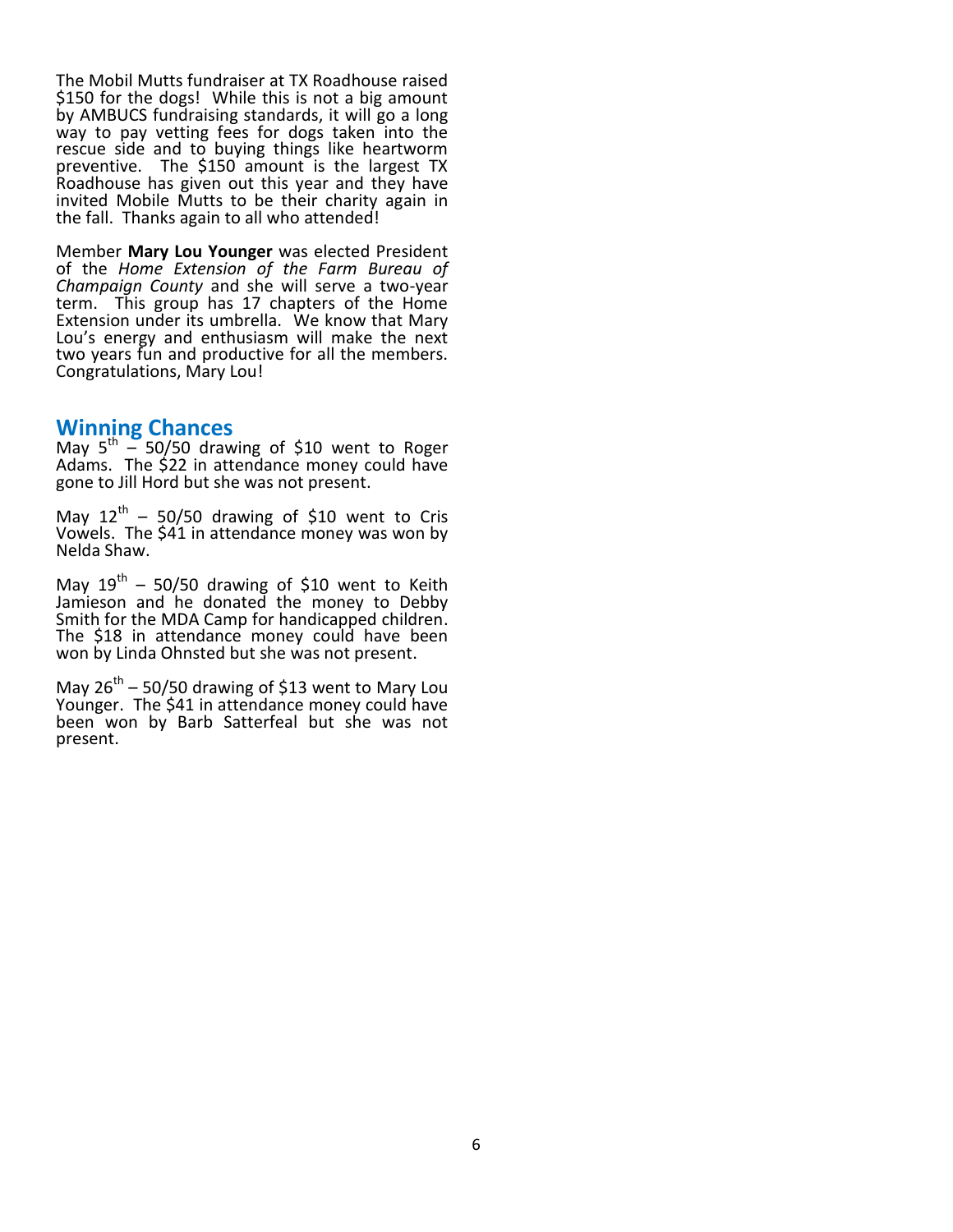The Mobil Mutts fundraiser at TX Roadhouse raised $150 for the dogs! While this is not a big amount by AMBUCS fundraising standards, it will go a long way to pay vetting fees for dogs taken into the rescue side and to buying things like heartworm preventive. The $150 amount is the largest TX Roadhouse has given out this year and they have invited Mobile Mutts to be their charity again in the fall. Thanks again to all who attended!

Member **Mary Lou Younger** was elected President of the *Home Extension of the Farm Bureau of Champaign County* and she will serve a two-year term. This group has 17 chapters of the Home Extension under its umbrella. We know that Mary Lou's energy and enthusiasm will make the next two years fun and productive for all the members. Congratulations, Mary Lou!

## Winning Chances

May 5th – 50/50 drawing of $10 went to Roger Adams. The $22 in attendance money could have gone to Jill Hord but she was not present.

May 12th – 50/50 drawing of $10 went to Cris Vowels. The $41 in attendance money was won by Nelda Shaw.

May 19th – 50/50 drawing of $10 went to Keith Jamieson and he donated the money to Debby Smith for the MDA Camp for handicapped children. The $18 in attendance money could have been won by Linda Ohnsted but she was not present.

May 26th – 50/50 drawing of $13 went to Mary Lou Younger. The $41 in attendance money could have been won by Barb Satterfeal but she was not present.